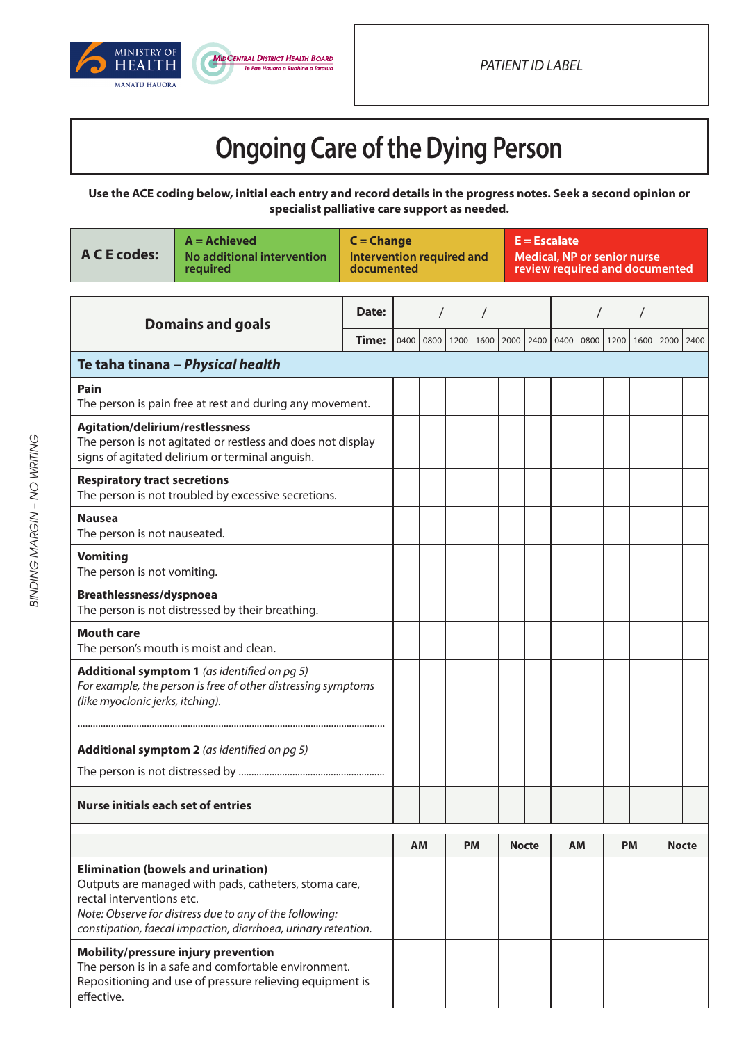MINISTRY OF HEALTH
MANATŪ HAUORA

MidCentral District Health Board
Te Pae Hauora o Ruahine o Tararua

*PATIENT ID LABEL*

# Ongoing Care of the Dying Person

**Use the ACE coding below, initial each entry and record details in the progress notes. Seek a second opinion or specialist palliative care support as needed.**

| A C E codes: | A = Achieved<br>No additional intervention required | C = Change<br>Intervention required and documented | E = Escalate<br>Medical, NP or senior nurse review required and documented |
|---|---|---|---|

*BINDING MARGIN - NO WRITING*

| Domains and goals | Date: | / / | | | | | | / / | | | | | |
|---|---|---|---|---|---|---|---|---|---|---|---|---|---|
| | Time: | 0400 | 0800 | 1200 | 1600 | 2000 | 2400 | 0400 | 0800 | 1200 | 1600 | 2000 | 2400 |
| **Te taha tinana – *Physical health*** | | | | | | | | | | | | | |
| **Pain**<br>The person is pain free at rest and during any movement. | | | | | | | | | | | | | |
| **Agitation/delirium/restlessness**<br>The person is not agitated or restless and does not display signs of agitated delirium or terminal anguish. | | | | | | | | | | | | | |
| **Respiratory tract secretions**<br>The person is not troubled by excessive secretions. | | | | | | | | | | | | | |
| **Nausea**<br>The person is not nauseated. | | | | | | | | | | | | | |
| **Vomiting**<br>The person is not vomiting. | | | | | | | | | | | | | |
| **Breathlessness/dyspnoea**<br>The person is not distressed by their breathing. | | | | | | | | | | | | | |
| **Mouth care**<br>The person's mouth is moist and clean. | | | | | | | | | | | | | |
| **Additional symptom 1** *(as identified on pg 5)*<br>*For example, the person is free of other distressing symptoms (like myoclonic jerks, itching).*<br>........................................ | | | | | | | | | | | | | |
| **Additional symptom 2** *(as identified on pg 5)*<br>The person is not distressed by ........................ | | | | | | | | | | | | | |
| **Nurse initials each set of entries** | | | | | | | | | | | | | |

| | AM | PM | Nocte | AM | PM | Nocte |
|---|---|---|---|---|---|---|
| **Elimination (bowels and urination)**<br>Outputs are managed with pads, catheters, stoma care, rectal interventions etc.<br>*Note: Observe for distress due to any of the following: constipation, faecal impaction, diarrhoea, urinary retention.* | | | | | | |
| **Mobility/pressure injury prevention**<br>The person is in a safe and comfortable environment. Repositioning and use of pressure relieving equipment is effective. | | | | | | |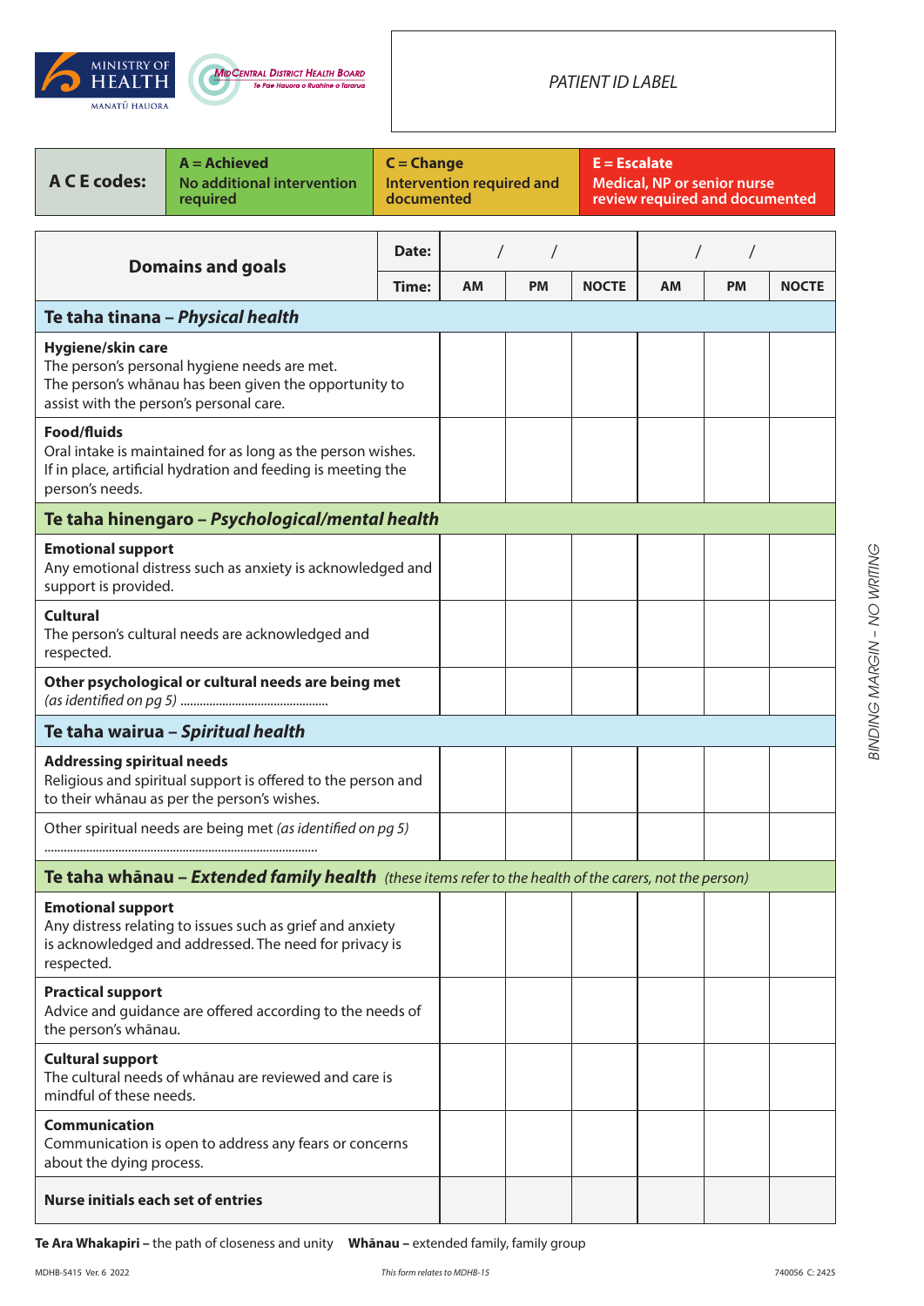MINISTRY OF HEALTH
MANATŪ HAUORA

MidCentral District Health Board
Te Pae Hauora o Ruahine o Tararua

*PATIENT ID LABEL*

| A C E codes: | A = Achieved<br>No additional intervention required | C = Change<br>Intervention required and documented | E = Escalate<br>Medical, NP or senior nurse review required and documented |
|---|---|---|---|

| Domains and goals | Date: | / / | | | / / | | |
|---|---|---|---|---|---|---|---|
| | Time: | AM | PM | NOCTE | AM | PM | NOCTE |
| **Te taha tinana – *Physical health*** | | | | | | | |
| **Hygiene/skin care**<br>The person's personal hygiene needs are met.<br>The person's whānau has been given the opportunity to assist with the person's personal care. | | | | | | | |
| **Food/fluids**<br>Oral intake is maintained for as long as the person wishes.<br>If in place, artificial hydration and feeding is meeting the person's needs. | | | | | | | |
| **Te taha hinengaro – *Psychological/mental health*** | | | | | | | |
| **Emotional support**<br>Any emotional distress such as anxiety is acknowledged and support is provided. | | | | | | | |
| **Cultural**<br>The person's cultural needs are acknowledged and respected. | | | | | | | |
| **Other psychological or cultural needs are being met**<br>*(as identified on pg 5)* .............................................. | | | | | | | |
| **Te taha wairua – *Spiritual health*** | | | | | | | |
| **Addressing spiritual needs**<br>Religious and spiritual support is offered to the person and to their whānau as per the person's wishes. | | | | | | | |
| Other spiritual needs are being met *(as identified on pg 5)*<br>.................................................................................... | | | | | | | |
| **Te taha whānau – *Extended family health*** *(these items refer to the health of the carers, not the person)* | | | | | | | |
| **Emotional support**<br>Any distress relating to issues such as grief and anxiety is acknowledged and addressed. The need for privacy is respected. | | | | | | | |
| **Practical support**<br>Advice and guidance are offered according to the needs of the person's whānau. | | | | | | | |
| **Cultural support**<br>The cultural needs of whānau are reviewed and care is mindful of these needs. | | | | | | | |
| **Communication**<br>Communication is open to address any fears or concerns about the dying process. | | | | | | | |
| **Nurse initials each set of entries** | | | | | | | |

*BINDING MARGIN – NO WRITING*

**Te Ara Whakapiri –** the path of closeness and unity **Whānau –** extended family, family group

MDHB-5415 Ver. 6 2022 *This form relates to MDHB-15* 740056 C: 2425